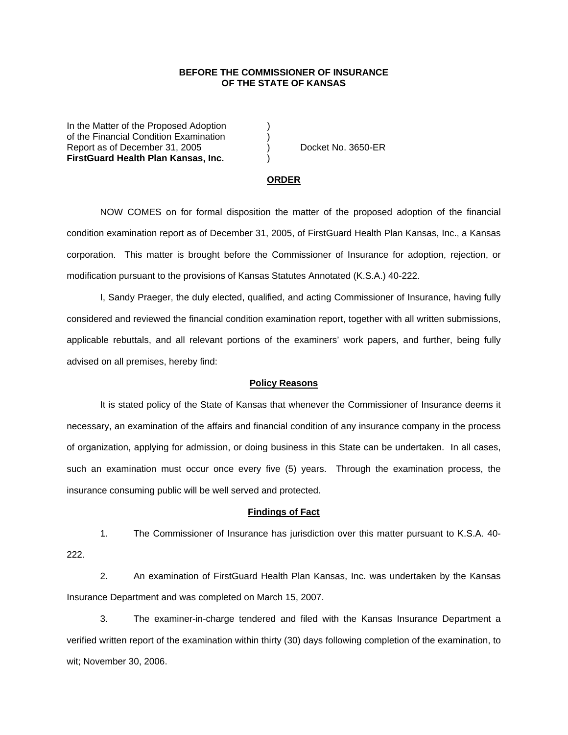**BEFORE THE COMMISSIONER OF INSURANCE**
**OF THE STATE OF KANSAS**

| | | |
|---|---|---|
| In the Matter of the Proposed Adoption | ) | |
| of the Financial Condition Examination | ) | |
| Report as of December 31, 2005 | ) | Docket No. 3650-ER |
| **FirstGuard Health Plan Kansas, Inc.** | ) | |

## ORDER

NOW COMES on for formal disposition the matter of the proposed adoption of the financial condition examination report as of December 31, 2005, of FirstGuard Health Plan Kansas, Inc., a Kansas corporation. This matter is brought before the Commissioner of Insurance for adoption, rejection, or modification pursuant to the provisions of Kansas Statutes Annotated (K.S.A.) 40-222.

I, Sandy Praeger, the duly elected, qualified, and acting Commissioner of Insurance, having fully considered and reviewed the financial condition examination report, together with all written submissions, applicable rebuttals, and all relevant portions of the examiners' work papers, and further, being fully advised on all premises, hereby find:

### Policy Reasons

It is stated policy of the State of Kansas that whenever the Commissioner of Insurance deems it necessary, an examination of the affairs and financial condition of any insurance company in the process of organization, applying for admission, or doing business in this State can be undertaken. In all cases, such an examination must occur once every five (5) years. Through the examination process, the insurance consuming public will be well served and protected.

### Findings of Fact

1. The Commissioner of Insurance has jurisdiction over this matter pursuant to K.S.A. 40-222.

2. An examination of FirstGuard Health Plan Kansas, Inc. was undertaken by the Kansas Insurance Department and was completed on March 15, 2007.

3. The examiner-in-charge tendered and filed with the Kansas Insurance Department a verified written report of the examination within thirty (30) days following completion of the examination, to wit; November 30, 2006.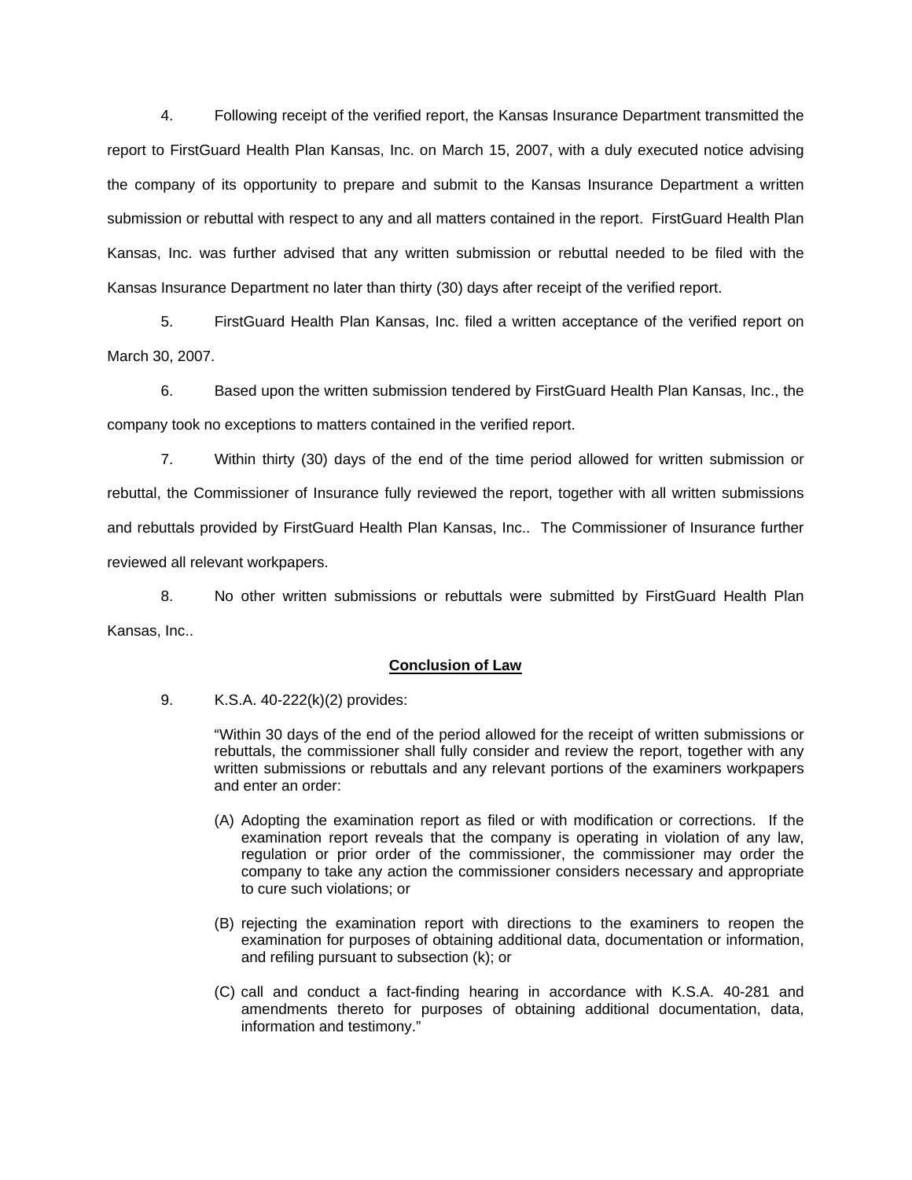4. Following receipt of the verified report, the Kansas Insurance Department transmitted the report to FirstGuard Health Plan Kansas, Inc. on March 15, 2007, with a duly executed notice advising the company of its opportunity to prepare and submit to the Kansas Insurance Department a written submission or rebuttal with respect to any and all matters contained in the report. FirstGuard Health Plan Kansas, Inc. was further advised that any written submission or rebuttal needed to be filed with the Kansas Insurance Department no later than thirty (30) days after receipt of the verified report.

5. FirstGuard Health Plan Kansas, Inc. filed a written acceptance of the verified report on March 30, 2007.

6. Based upon the written submission tendered by FirstGuard Health Plan Kansas, Inc., the company took no exceptions to matters contained in the verified report.

7. Within thirty (30) days of the end of the time period allowed for written submission or rebuttal, the Commissioner of Insurance fully reviewed the report, together with all written submissions and rebuttals provided by FirstGuard Health Plan Kansas, Inc.. The Commissioner of Insurance further reviewed all relevant workpapers.

8. No other written submissions or rebuttals were submitted by FirstGuard Health Plan Kansas, Inc..

**Conclusion of Law**

9. K.S.A. 40-222(k)(2) provides:

> "Within 30 days of the end of the period allowed for the receipt of written submissions or rebuttals, the commissioner shall fully consider and review the report, together with any written submissions or rebuttals and any relevant portions of the examiners workpapers and enter an order:
>
> (A) Adopting the examination report as filed or with modification or corrections. If the examination report reveals that the company is operating in violation of any law, regulation or prior order of the commissioner, the commissioner may order the company to take any action the commissioner considers necessary and appropriate to cure such violations; or
>
> (B) rejecting the examination report with directions to the examiners to reopen the examination for purposes of obtaining additional data, documentation or information, and refiling pursuant to subsection (k); or
>
> (C) call and conduct a fact-finding hearing in accordance with K.S.A. 40-281 and amendments thereto for purposes of obtaining additional documentation, data, information and testimony."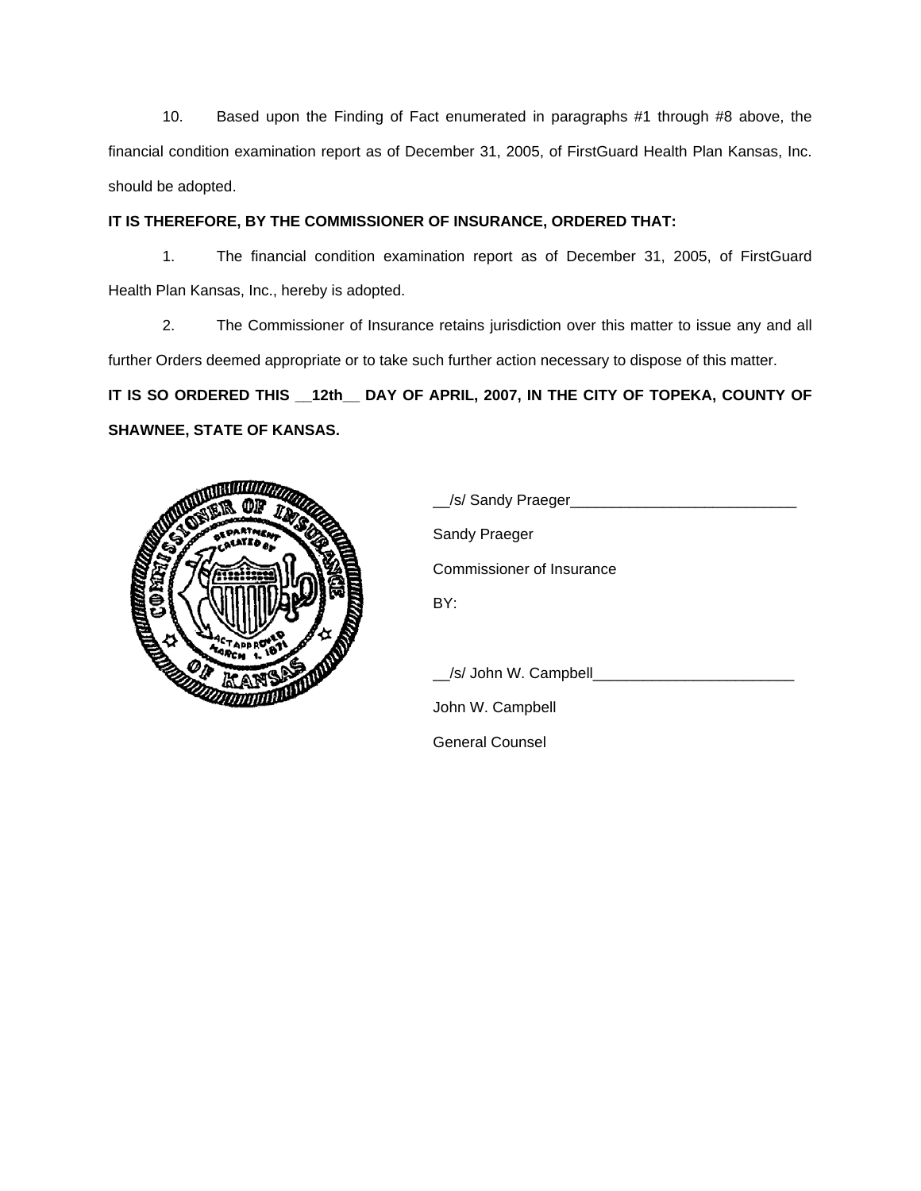10. Based upon the Finding of Fact enumerated in paragraphs #1 through #8 above, the financial condition examination report as of December 31, 2005, of FirstGuard Health Plan Kansas, Inc. should be adopted.

**IT IS THEREFORE, BY THE COMMISSIONER OF INSURANCE, ORDERED THAT:**

1. The financial condition examination report as of December 31, 2005, of FirstGuard Health Plan Kansas, Inc., hereby is adopted.

2. The Commissioner of Insurance retains jurisdiction over this matter to issue any and all further Orders deemed appropriate or to take such further action necessary to dispose of this matter.

**IT IS SO ORDERED THIS __12th__ DAY OF APRIL, 2007, IN THE CITY OF TOPEKA, COUNTY OF SHAWNEE, STATE OF KANSAS.**

__/s/ Sandy Praeger___________________________

Sandy Praeger

Commissioner of Insurance

BY:

__/s/ John W. Campbell________________________

John W. Campbell

General Counsel